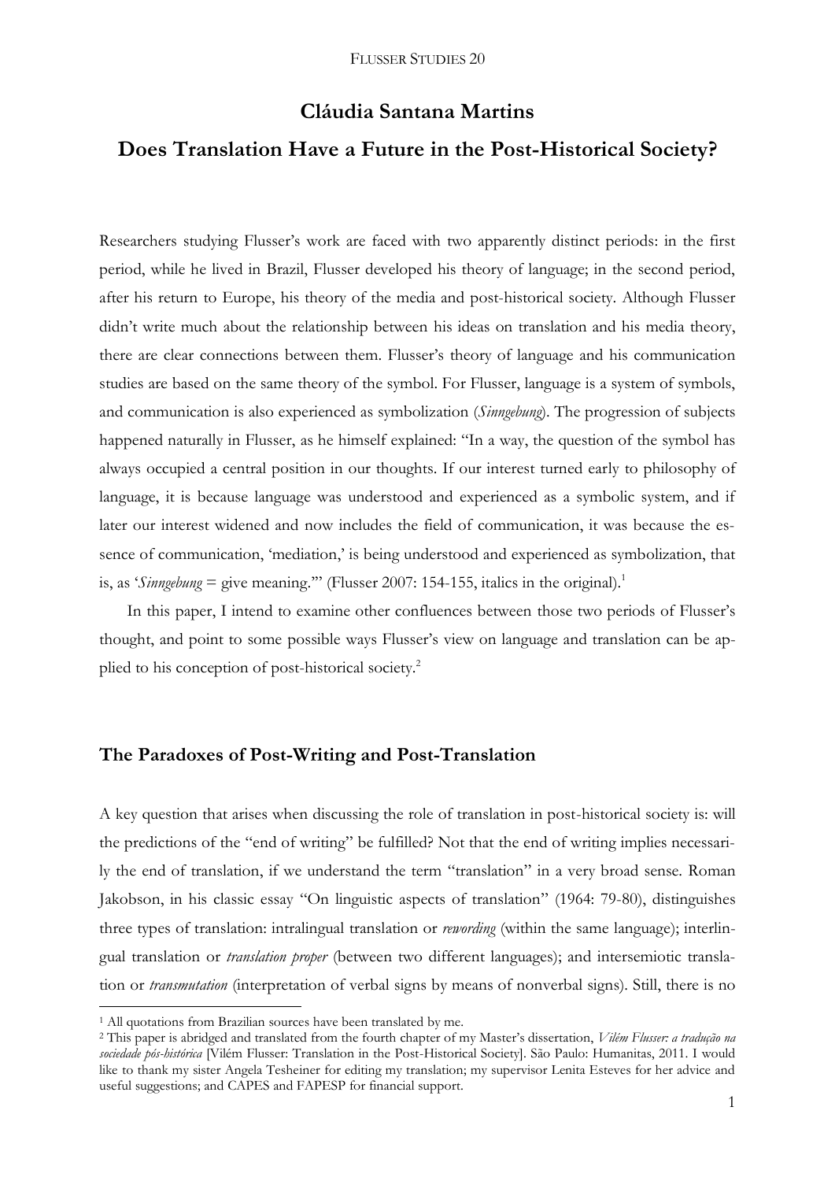# Cláudia Santana Martins

# Does Translation Have a Future in the Post-Historical Society?

Researchers studying Flusser's work are faced with two apparently distinct periods: in the first period, while he lived in Brazil, Flusser developed his theory of language; in the second period, after his return to Europe, his theory of the media and post-historical society. Although Flusser didn't write much about the relationship between his ideas on translation and his media theory, there are clear connections between them. Flusser's theory of language and his communication studies are based on the same theory of the symbol. For Flusser, language is a system of symbols, and communication is also experienced as symbolization (*Sinngebung*). The progression of subjects happened naturally in Flusser, as he himself explained: "In a way, the question of the symbol has always occupied a central position in our thoughts. If our interest turned early to philosophy of language, it is because language was understood and experienced as a symbolic system, and if later our interest widened and now includes the field of communication, it was because the essence of communication, 'mediation,' is being understood and experienced as symbolization, that is, as '*Sinngebung* = give meaning.'" (Flusser 2007: 154-155, italics in the original).[1]

In this paper, I intend to examine other confluences between those two periods of Flusser's thought, and point to some possible ways Flusser's view on language and translation can be applied to his conception of post-historical society.[2]

## The Paradoxes of Post-Writing and Post-Translation

A key question that arises when discussing the role of translation in post-historical society is: will the predictions of the "end of writing" be fulfilled? Not that the end of writing implies necessarily the end of translation, if we understand the term "translation" in a very broad sense. Roman Jakobson, in his classic essay "On linguistic aspects of translation" (1964: 79-80), distinguishes three types of translation: intralingual translation or *rewording* (within the same language); interlingual translation or *translation proper* (between two different languages); and intersemiotic translation or *transmutation* (interpretation of verbal signs by means of nonverbal signs). Still, there is no

---

[1] All quotations from Brazilian sources have been translated by me.

[2] This paper is abridged and translated from the fourth chapter of my Master's dissertation, *Vilém Flusser: a tradução na sociedade pós-histórica* [Vilém Flusser: Translation in the Post-Historical Society]. São Paulo: Humanitas, 2011. I would like to thank my sister Angela Tesheiner for editing my translation; my supervisor Lenita Esteves for her advice and useful suggestions; and CAPES and FAPESP for financial support.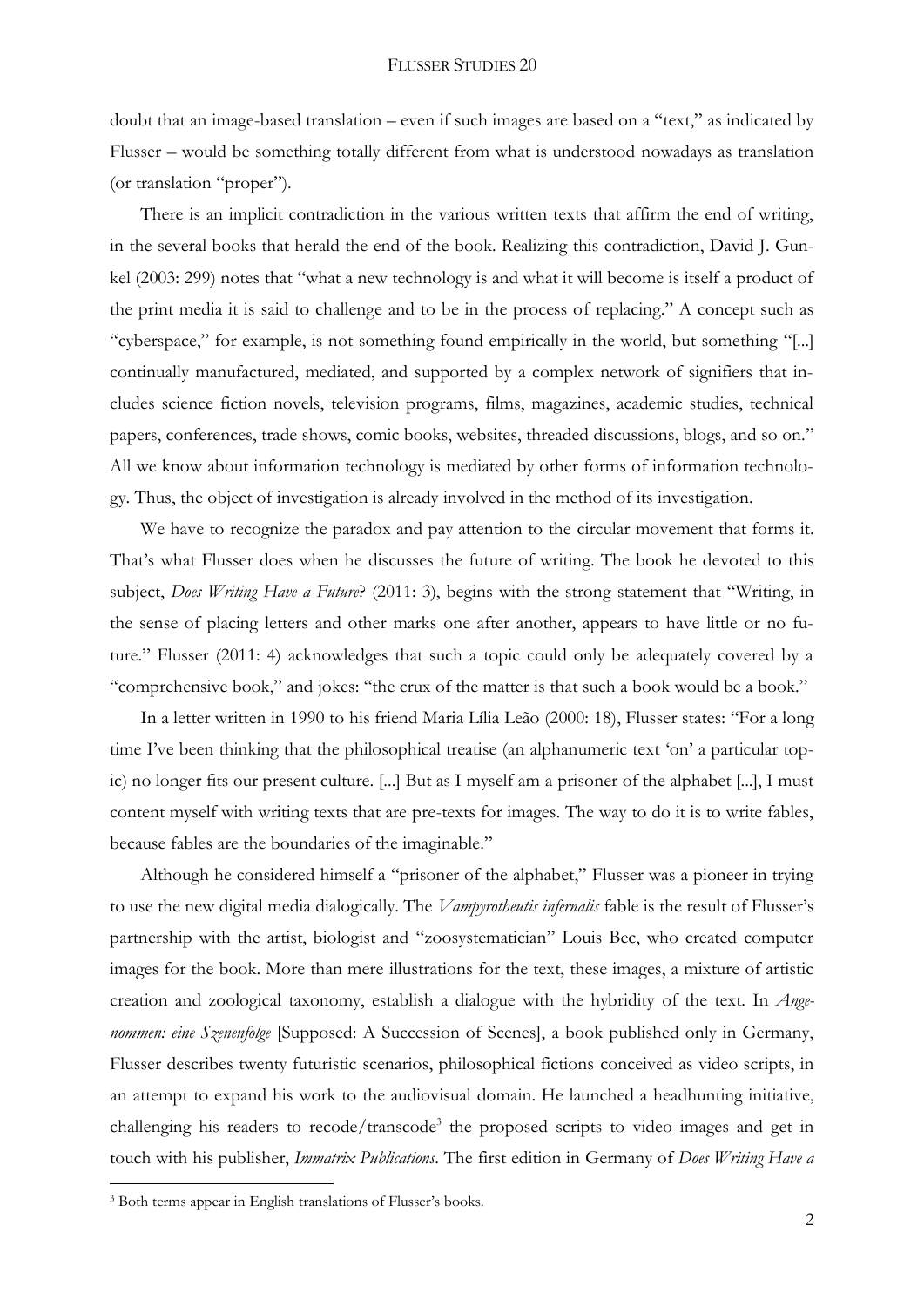doubt that an image-based translation – even if such images are based on a "text," as indicated by Flusser – would be something totally different from what is understood nowadays as translation (or translation "proper").

There is an implicit contradiction in the various written texts that affirm the end of writing, in the several books that herald the end of the book. Realizing this contradiction, David J. Gunkel (2003: 299) notes that "what a new technology is and what it will become is itself a product of the print media it is said to challenge and to be in the process of replacing." A concept such as "cyberspace," for example, is not something found empirically in the world, but something "[...] continually manufactured, mediated, and supported by a complex network of signifiers that includes science fiction novels, television programs, films, magazines, academic studies, technical papers, conferences, trade shows, comic books, websites, threaded discussions, blogs, and so on." All we know about information technology is mediated by other forms of information technology. Thus, the object of investigation is already involved in the method of its investigation.

We have to recognize the paradox and pay attention to the circular movement that forms it. That's what Flusser does when he discusses the future of writing. The book he devoted to this subject, *Does Writing Have a Future*? (2011: 3), begins with the strong statement that "Writing, in the sense of placing letters and other marks one after another, appears to have little or no future." Flusser (2011: 4) acknowledges that such a topic could only be adequately covered by a "comprehensive book," and jokes: "the crux of the matter is that such a book would be a book."

In a letter written in 1990 to his friend Maria Lília Leão (2000: 18), Flusser states: "For a long time I've been thinking that the philosophical treatise (an alphanumeric text 'on' a particular topic) no longer fits our present culture. [...] But as I myself am a prisoner of the alphabet [...], I must content myself with writing texts that are pre-texts for images. The way to do it is to write fables, because fables are the boundaries of the imaginable."

Although he considered himself a "prisoner of the alphabet," Flusser was a pioneer in trying to use the new digital media dialogically. The *Vampyrotheutis infernalis* fable is the result of Flusser's partnership with the artist, biologist and "zoosystematician" Louis Bec, who created computer images for the book. More than mere illustrations for the text, these images, a mixture of artistic creation and zoological taxonomy, establish a dialogue with the hybridity of the text. In *Angenommen: eine Szenenfolge* [Supposed: A Succession of Scenes], a book published only in Germany, Flusser describes twenty futuristic scenarios, philosophical fictions conceived as video scripts, in an attempt to expand his work to the audiovisual domain. He launched a headhunting initiative, challenging his readers to recode/transcode[3] the proposed scripts to video images and get in touch with his publisher, *Immatrix Publications*. The first edition in Germany of *Does Writing Have a*

[3] Both terms appear in English translations of Flusser's books.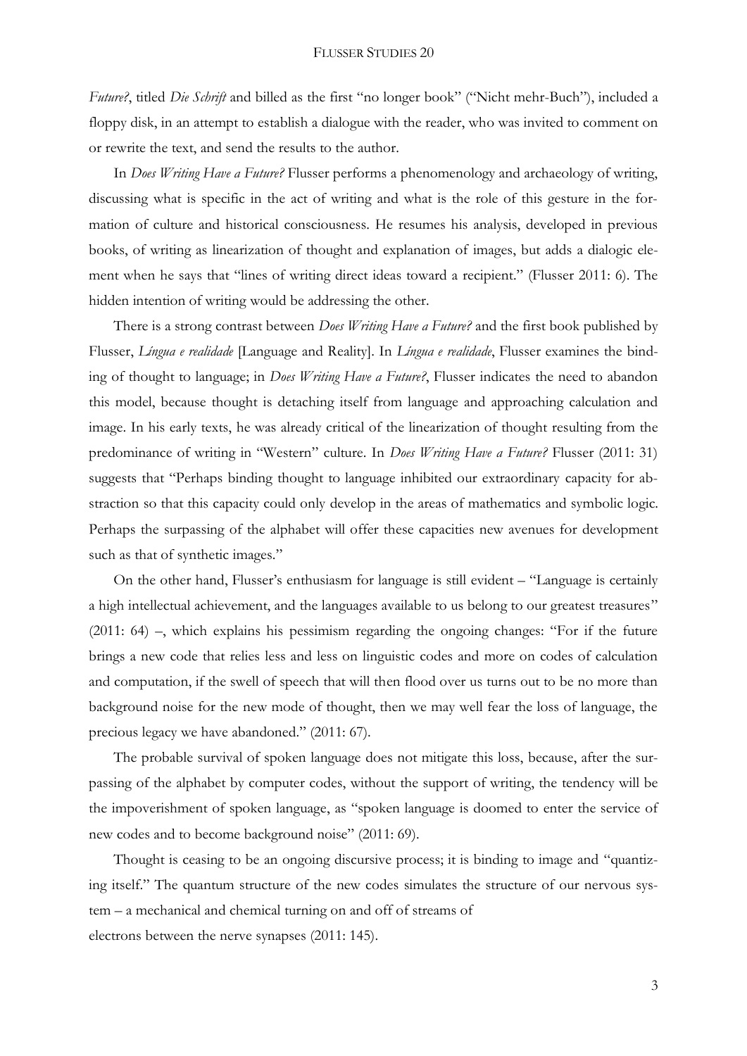*Future?*, titled *Die Schrift* and billed as the first "no longer book" ("Nicht mehr-Buch"), included a floppy disk, in an attempt to establish a dialogue with the reader, who was invited to comment on or rewrite the text, and send the results to the author.

In *Does Writing Have a Future?* Flusser performs a phenomenology and archaeology of writing, discussing what is specific in the act of writing and what is the role of this gesture in the formation of culture and historical consciousness. He resumes his analysis, developed in previous books, of writing as linearization of thought and explanation of images, but adds a dialogic element when he says that "lines of writing direct ideas toward a recipient." (Flusser 2011: 6). The hidden intention of writing would be addressing the other.

There is a strong contrast between *Does Writing Have a Future?* and the first book published by Flusser, *Língua e realidade* [Language and Reality]. In *Língua e realidade*, Flusser examines the binding of thought to language; in *Does Writing Have a Future?*, Flusser indicates the need to abandon this model, because thought is detaching itself from language and approaching calculation and image. In his early texts, he was already critical of the linearization of thought resulting from the predominance of writing in "Western" culture. In *Does Writing Have a Future?* Flusser (2011: 31) suggests that "Perhaps binding thought to language inhibited our extraordinary capacity for abstraction so that this capacity could only develop in the areas of mathematics and symbolic logic. Perhaps the surpassing of the alphabet will offer these capacities new avenues for development such as that of synthetic images."

On the other hand, Flusser's enthusiasm for language is still evident – "Language is certainly a high intellectual achievement, and the languages available to us belong to our greatest treasures" (2011: 64) –, which explains his pessimism regarding the ongoing changes: "For if the future brings a new code that relies less and less on linguistic codes and more on codes of calculation and computation, if the swell of speech that will then flood over us turns out to be no more than background noise for the new mode of thought, then we may well fear the loss of language, the precious legacy we have abandoned." (2011: 67).

The probable survival of spoken language does not mitigate this loss, because, after the surpassing of the alphabet by computer codes, without the support of writing, the tendency will be the impoverishment of spoken language, as "spoken language is doomed to enter the service of new codes and to become background noise" (2011: 69).

Thought is ceasing to be an ongoing discursive process; it is binding to image and "quantizing itself." The quantum structure of the new codes simulates the structure of our nervous system – a mechanical and chemical turning on and off of streams of electrons between the nerve synapses (2011: 145).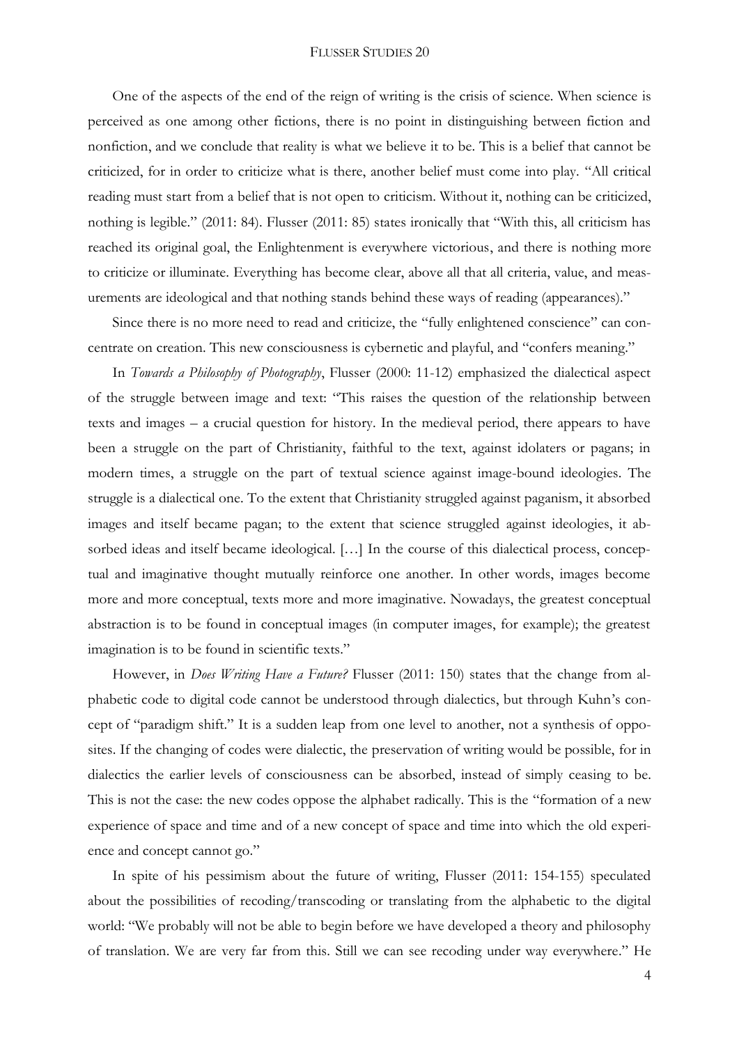One of the aspects of the end of the reign of writing is the crisis of science. When science is perceived as one among other fictions, there is no point in distinguishing between fiction and nonfiction, and we conclude that reality is what we believe it to be. This is a belief that cannot be criticized, for in order to criticize what is there, another belief must come into play. "All critical reading must start from a belief that is not open to criticism. Without it, nothing can be criticized, nothing is legible." (2011: 84). Flusser (2011: 85) states ironically that "With this, all criticism has reached its original goal, the Enlightenment is everywhere victorious, and there is nothing more to criticize or illuminate. Everything has become clear, above all that all criteria, value, and measurements are ideological and that nothing stands behind these ways of reading (appearances)."

Since there is no more need to read and criticize, the "fully enlightened conscience" can concentrate on creation. This new consciousness is cybernetic and playful, and "confers meaning."

In *Towards a Philosophy of Photography*, Flusser (2000: 11-12) emphasized the dialectical aspect of the struggle between image and text: "This raises the question of the relationship between texts and images – a crucial question for history. In the medieval period, there appears to have been a struggle on the part of Christianity, faithful to the text, against idolaters or pagans; in modern times, a struggle on the part of textual science against image-bound ideologies. The struggle is a dialectical one. To the extent that Christianity struggled against paganism, it absorbed images and itself became pagan; to the extent that science struggled against ideologies, it absorbed ideas and itself became ideological. […] In the course of this dialectical process, conceptual and imaginative thought mutually reinforce one another. In other words, images become more and more conceptual, texts more and more imaginative. Nowadays, the greatest conceptual abstraction is to be found in conceptual images (in computer images, for example); the greatest imagination is to be found in scientific texts."

However, in *Does Writing Have a Future?* Flusser (2011: 150) states that the change from alphabetic code to digital code cannot be understood through dialectics, but through Kuhn's concept of "paradigm shift." It is a sudden leap from one level to another, not a synthesis of opposites. If the changing of codes were dialectic, the preservation of writing would be possible, for in dialectics the earlier levels of consciousness can be absorbed, instead of simply ceasing to be. This is not the case: the new codes oppose the alphabet radically. This is the "formation of a new experience of space and time and of a new concept of space and time into which the old experience and concept cannot go."

In spite of his pessimism about the future of writing, Flusser (2011: 154-155) speculated about the possibilities of recoding/transcoding or translating from the alphabetic to the digital world: "We probably will not be able to begin before we have developed a theory and philosophy of translation. We are very far from this. Still we can see recoding under way everywhere." He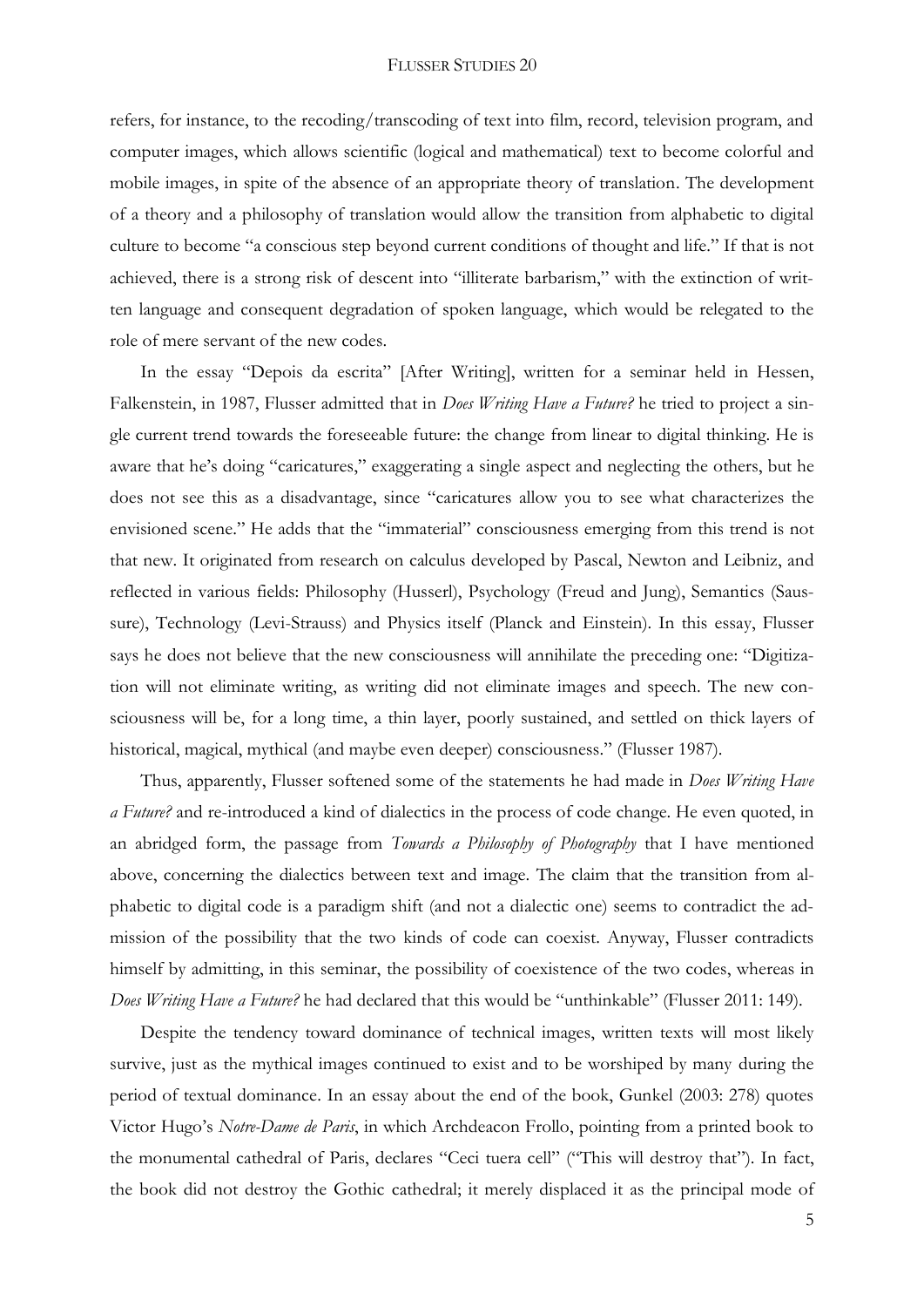refers, for instance, to the recoding/transcoding of text into film, record, television program, and computer images, which allows scientific (logical and mathematical) text to become colorful and mobile images, in spite of the absence of an appropriate theory of translation. The development of a theory and a philosophy of translation would allow the transition from alphabetic to digital culture to become "a conscious step beyond current conditions of thought and life." If that is not achieved, there is a strong risk of descent into "illiterate barbarism," with the extinction of written language and consequent degradation of spoken language, which would be relegated to the role of mere servant of the new codes.

In the essay "Depois da escrita" [After Writing], written for a seminar held in Hessen, Falkenstein, in 1987, Flusser admitted that in *Does Writing Have a Future?* he tried to project a single current trend towards the foreseeable future: the change from linear to digital thinking. He is aware that he's doing "caricatures," exaggerating a single aspect and neglecting the others, but he does not see this as a disadvantage, since "caricatures allow you to see what characterizes the envisioned scene." He adds that the "immaterial" consciousness emerging from this trend is not that new. It originated from research on calculus developed by Pascal, Newton and Leibniz, and reflected in various fields: Philosophy (Husserl), Psychology (Freud and Jung), Semantics (Saussure), Technology (Levi-Strauss) and Physics itself (Planck and Einstein). In this essay, Flusser says he does not believe that the new consciousness will annihilate the preceding one: "Digitization will not eliminate writing, as writing did not eliminate images and speech. The new consciousness will be, for a long time, a thin layer, poorly sustained, and settled on thick layers of historical, magical, mythical (and maybe even deeper) consciousness." (Flusser 1987).

Thus, apparently, Flusser softened some of the statements he had made in *Does Writing Have a Future?* and re-introduced a kind of dialectics in the process of code change. He even quoted, in an abridged form, the passage from *Towards a Philosophy of Photography* that I have mentioned above, concerning the dialectics between text and image. The claim that the transition from alphabetic to digital code is a paradigm shift (and not a dialectic one) seems to contradict the admission of the possibility that the two kinds of code can coexist. Anyway, Flusser contradicts himself by admitting, in this seminar, the possibility of coexistence of the two codes, whereas in *Does Writing Have a Future?* he had declared that this would be "unthinkable" (Flusser 2011: 149).

Despite the tendency toward dominance of technical images, written texts will most likely survive, just as the mythical images continued to exist and to be worshiped by many during the period of textual dominance. In an essay about the end of the book, Gunkel (2003: 278) quotes Victor Hugo's *Notre-Dame de Paris*, in which Archdeacon Frollo, pointing from a printed book to the monumental cathedral of Paris, declares "Ceci tuera cell" ("This will destroy that"). In fact, the book did not destroy the Gothic cathedral; it merely displaced it as the principal mode of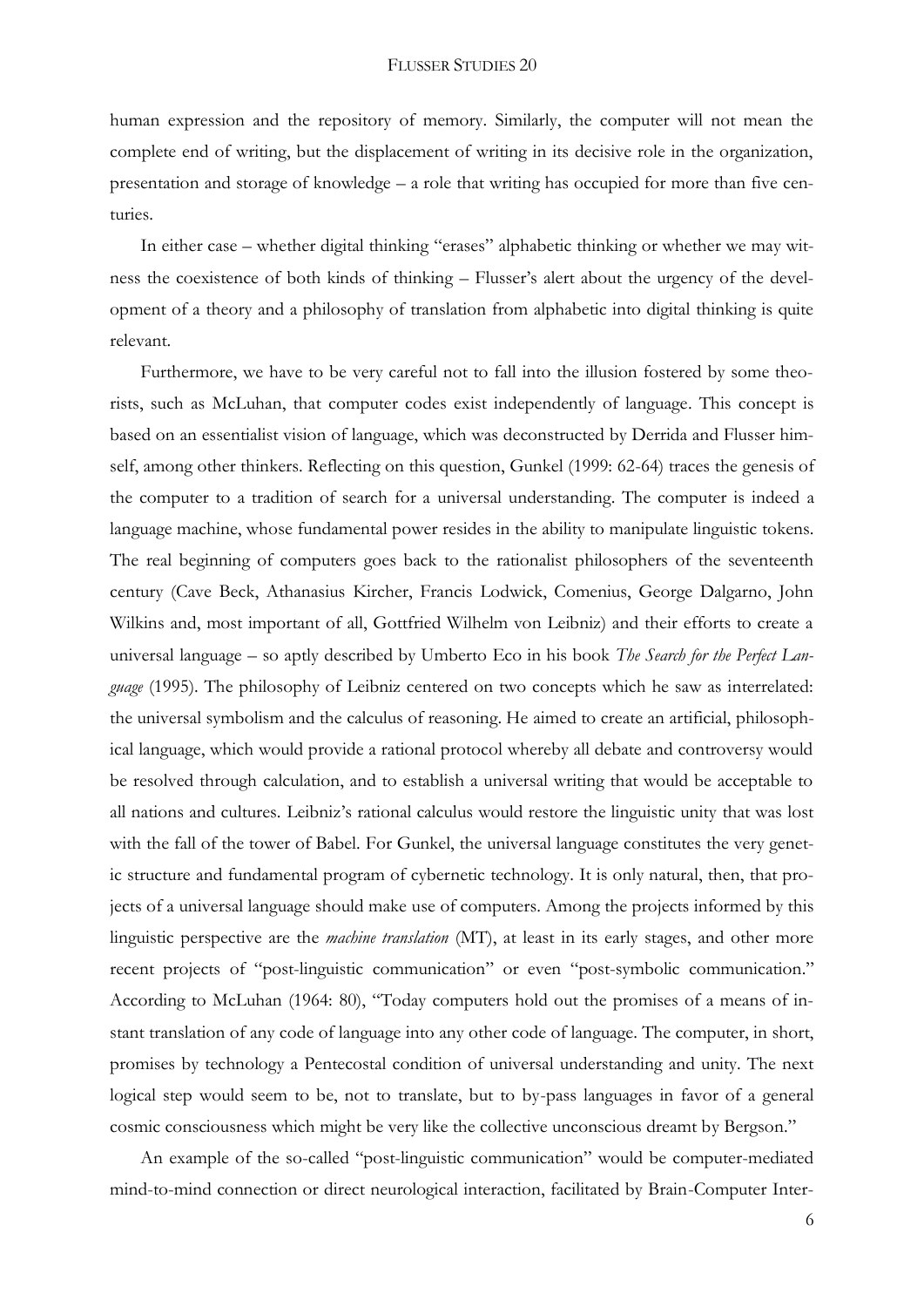human expression and the repository of memory. Similarly, the computer will not mean the complete end of writing, but the displacement of writing in its decisive role in the organization, presentation and storage of knowledge – a role that writing has occupied for more than five centuries.

In either case – whether digital thinking "erases" alphabetic thinking or whether we may witness the coexistence of both kinds of thinking – Flusser's alert about the urgency of the development of a theory and a philosophy of translation from alphabetic into digital thinking is quite relevant.

Furthermore, we have to be very careful not to fall into the illusion fostered by some theorists, such as McLuhan, that computer codes exist independently of language. This concept is based on an essentialist vision of language, which was deconstructed by Derrida and Flusser himself, among other thinkers. Reflecting on this question, Gunkel (1999: 62-64) traces the genesis of the computer to a tradition of search for a universal understanding. The computer is indeed a language machine, whose fundamental power resides in the ability to manipulate linguistic tokens. The real beginning of computers goes back to the rationalist philosophers of the seventeenth century (Cave Beck, Athanasius Kircher, Francis Lodwick, Comenius, George Dalgarno, John Wilkins and, most important of all, Gottfried Wilhelm von Leibniz) and their efforts to create a universal language – so aptly described by Umberto Eco in his book *The Search for the Perfect Language* (1995). The philosophy of Leibniz centered on two concepts which he saw as interrelated: the universal symbolism and the calculus of reasoning. He aimed to create an artificial, philosophical language, which would provide a rational protocol whereby all debate and controversy would be resolved through calculation, and to establish a universal writing that would be acceptable to all nations and cultures. Leibniz's rational calculus would restore the linguistic unity that was lost with the fall of the tower of Babel. For Gunkel, the universal language constitutes the very genetic structure and fundamental program of cybernetic technology. It is only natural, then, that projects of a universal language should make use of computers. Among the projects informed by this linguistic perspective are the *machine translation* (MT), at least in its early stages, and other more recent projects of "post-linguistic communication" or even "post-symbolic communication." According to McLuhan (1964: 80), "Today computers hold out the promises of a means of instant translation of any code of language into any other code of language. The computer, in short, promises by technology a Pentecostal condition of universal understanding and unity. The next logical step would seem to be, not to translate, but to by-pass languages in favor of a general cosmic consciousness which might be very like the collective unconscious dreamt by Bergson."

An example of the so-called "post-linguistic communication" would be computer-mediated mind-to-mind connection or direct neurological interaction, facilitated by Brain-Computer Inter-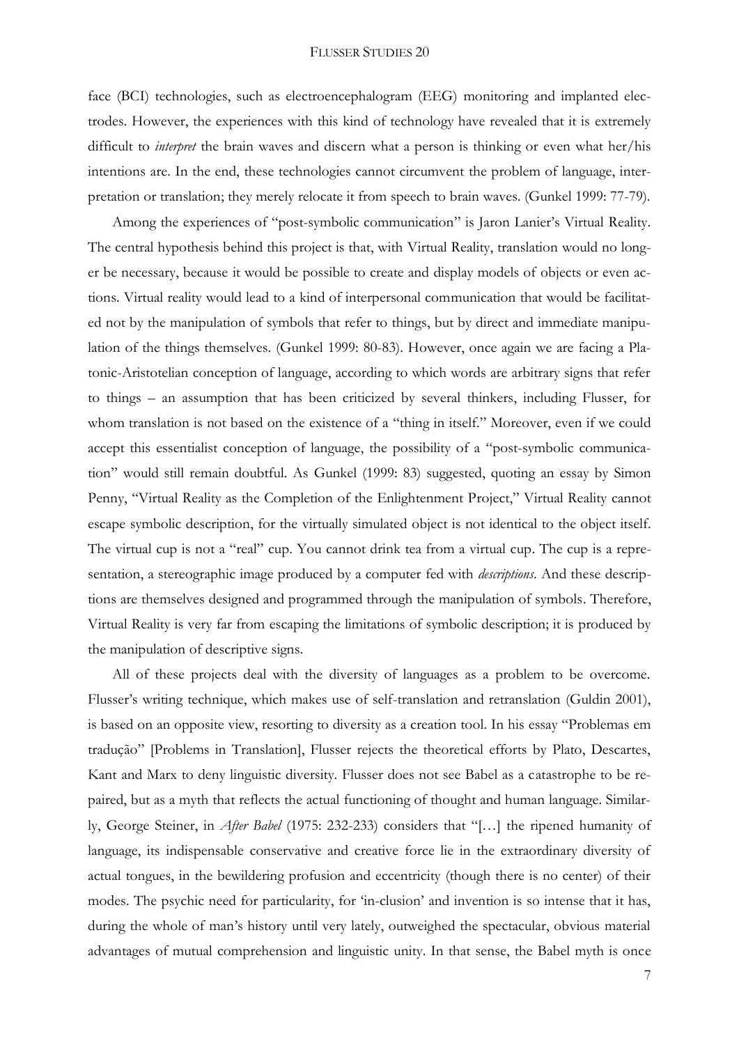face (BCI) technologies, such as electroencephalogram (EEG) monitoring and implanted electrodes. However, the experiences with this kind of technology have revealed that it is extremely difficult to *interpret* the brain waves and discern what a person is thinking or even what her/his intentions are. In the end, these technologies cannot circumvent the problem of language, interpretation or translation; they merely relocate it from speech to brain waves. (Gunkel 1999: 77-79).

Among the experiences of "post-symbolic communication" is Jaron Lanier's Virtual Reality. The central hypothesis behind this project is that, with Virtual Reality, translation would no longer be necessary, because it would be possible to create and display models of objects or even actions. Virtual reality would lead to a kind of interpersonal communication that would be facilitated not by the manipulation of symbols that refer to things, but by direct and immediate manipulation of the things themselves. (Gunkel 1999: 80-83). However, once again we are facing a Platonic-Aristotelian conception of language, according to which words are arbitrary signs that refer to things – an assumption that has been criticized by several thinkers, including Flusser, for whom translation is not based on the existence of a "thing in itself." Moreover, even if we could accept this essentialist conception of language, the possibility of a "post-symbolic communication" would still remain doubtful. As Gunkel (1999: 83) suggested, quoting an essay by Simon Penny, "Virtual Reality as the Completion of the Enlightenment Project," Virtual Reality cannot escape symbolic description, for the virtually simulated object is not identical to the object itself. The virtual cup is not a "real" cup. You cannot drink tea from a virtual cup. The cup is a representation, a stereographic image produced by a computer fed with *descriptions*. And these descriptions are themselves designed and programmed through the manipulation of symbols. Therefore, Virtual Reality is very far from escaping the limitations of symbolic description; it is produced by the manipulation of descriptive signs.

All of these projects deal with the diversity of languages as a problem to be overcome. Flusser's writing technique, which makes use of self-translation and retranslation (Guldin 2001), is based on an opposite view, resorting to diversity as a creation tool. In his essay "Problemas em tradução" [Problems in Translation], Flusser rejects the theoretical efforts by Plato, Descartes, Kant and Marx to deny linguistic diversity. Flusser does not see Babel as a catastrophe to be repaired, but as a myth that reflects the actual functioning of thought and human language. Similarly, George Steiner, in *After Babel* (1975: 232-233) considers that "[…] the ripened humanity of language, its indispensable conservative and creative force lie in the extraordinary diversity of actual tongues, in the bewildering profusion and eccentricity (though there is no center) of their modes. The psychic need for particularity, for 'in-clusion' and invention is so intense that it has, during the whole of man's history until very lately, outweighed the spectacular, obvious material advantages of mutual comprehension and linguistic unity. In that sense, the Babel myth is once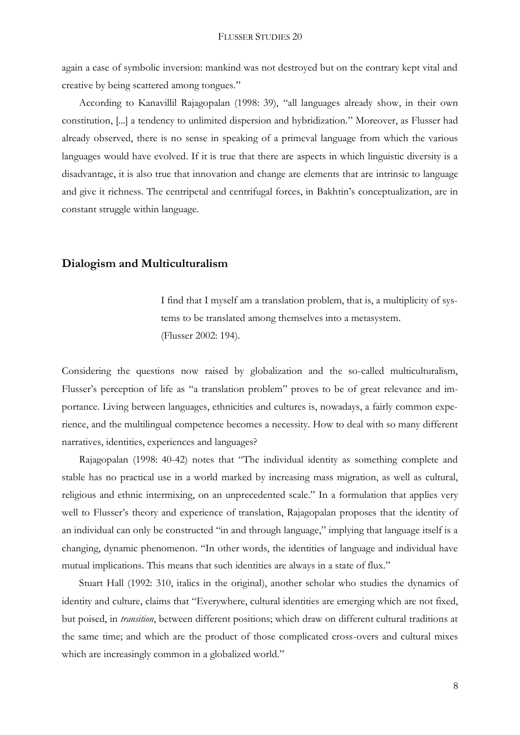again a case of symbolic inversion: mankind was not destroyed but on the contrary kept vital and creative by being scattered among tongues."

According to Kanavillil Rajagopalan (1998: 39), "all languages already show, in their own constitution, [...] a tendency to unlimited dispersion and hybridization." Moreover, as Flusser had already observed, there is no sense in speaking of a primeval language from which the various languages would have evolved. If it is true that there are aspects in which linguistic diversity is a disadvantage, it is also true that innovation and change are elements that are intrinsic to language and give it richness. The centripetal and centrifugal forces, in Bakhtin's conceptualization, are in constant struggle within language.

## Dialogism and Multiculturalism

> I find that I myself am a translation problem, that is, a multiplicity of systems to be translated among themselves into a metasystem.
> (Flusser 2002: 194).

Considering the questions now raised by globalization and the so-called multiculturalism, Flusser's perception of life as "a translation problem" proves to be of great relevance and importance. Living between languages, ethnicities and cultures is, nowadays, a fairly common experience, and the multilingual competence becomes a necessity. How to deal with so many different narratives, identities, experiences and languages?

Rajagopalan (1998: 40-42) notes that "The individual identity as something complete and stable has no practical use in a world marked by increasing mass migration, as well as cultural, religious and ethnic intermixing, on an unprecedented scale." In a formulation that applies very well to Flusser's theory and experience of translation, Rajagopalan proposes that the identity of an individual can only be constructed "in and through language," implying that language itself is a changing, dynamic phenomenon. "In other words, the identities of language and individual have mutual implications. This means that such identities are always in a state of flux."

Stuart Hall (1992: 310, italics in the original), another scholar who studies the dynamics of identity and culture, claims that "Everywhere, cultural identities are emerging which are not fixed, but poised, in *transition*, between different positions; which draw on different cultural traditions at the same time; and which are the product of those complicated cross-overs and cultural mixes which are increasingly common in a globalized world."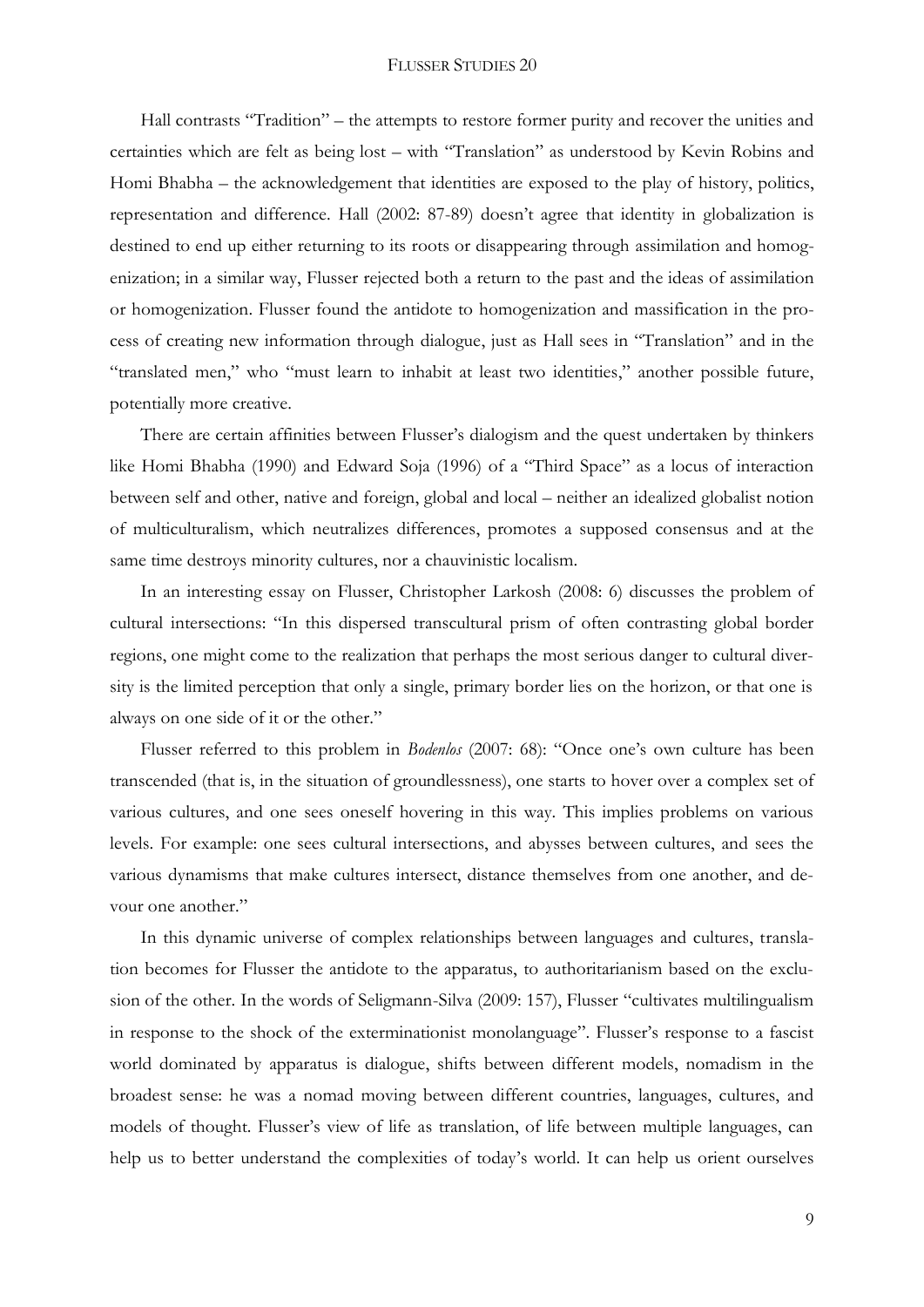Hall contrasts "Tradition" – the attempts to restore former purity and recover the unities and certainties which are felt as being lost – with "Translation" as understood by Kevin Robins and Homi Bhabha – the acknowledgement that identities are exposed to the play of history, politics, representation and difference. Hall (2002: 87-89) doesn't agree that identity in globalization is destined to end up either returning to its roots or disappearing through assimilation and homogenization; in a similar way, Flusser rejected both a return to the past and the ideas of assimilation or homogenization. Flusser found the antidote to homogenization and massification in the process of creating new information through dialogue, just as Hall sees in "Translation" and in the "translated men," who "must learn to inhabit at least two identities," another possible future, potentially more creative.

There are certain affinities between Flusser's dialogism and the quest undertaken by thinkers like Homi Bhabha (1990) and Edward Soja (1996) of a "Third Space" as a locus of interaction between self and other, native and foreign, global and local – neither an idealized globalist notion of multiculturalism, which neutralizes differences, promotes a supposed consensus and at the same time destroys minority cultures, nor a chauvinistic localism.

In an interesting essay on Flusser, Christopher Larkosh (2008: 6) discusses the problem of cultural intersections: "In this dispersed transcultural prism of often contrasting global border regions, one might come to the realization that perhaps the most serious danger to cultural diversity is the limited perception that only a single, primary border lies on the horizon, or that one is always on one side of it or the other."

Flusser referred to this problem in *Bodenlos* (2007: 68): "Once one's own culture has been transcended (that is, in the situation of groundlessness), one starts to hover over a complex set of various cultures, and one sees oneself hovering in this way. This implies problems on various levels. For example: one sees cultural intersections, and abysses between cultures, and sees the various dynamisms that make cultures intersect, distance themselves from one another, and devour one another."

In this dynamic universe of complex relationships between languages and cultures, translation becomes for Flusser the antidote to the apparatus, to authoritarianism based on the exclusion of the other. In the words of Seligmann-Silva (2009: 157), Flusser "cultivates multilingualism in response to the shock of the exterminationist monolanguage". Flusser's response to a fascist world dominated by apparatus is dialogue, shifts between different models, nomadism in the broadest sense: he was a nomad moving between different countries, languages, cultures, and models of thought. Flusser's view of life as translation, of life between multiple languages, can help us to better understand the complexities of today's world. It can help us orient ourselves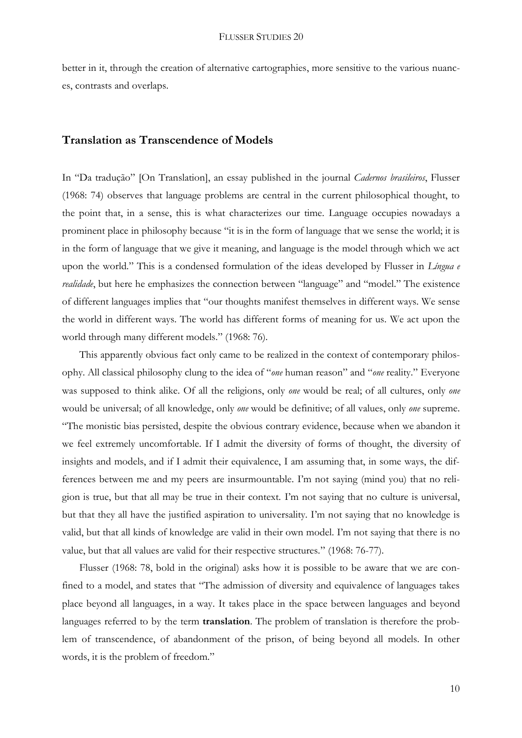better in it, through the creation of alternative cartographies, more sensitive to the various nuances, contrasts and overlaps.

## Translation as Transcendence of Models

In "Da tradução" [On Translation], an essay published in the journal *Cadernos brasileiros*, Flusser (1968: 74) observes that language problems are central in the current philosophical thought, to the point that, in a sense, this is what characterizes our time. Language occupies nowadays a prominent place in philosophy because "it is in the form of language that we sense the world; it is in the form of language that we give it meaning, and language is the model through which we act upon the world." This is a condensed formulation of the ideas developed by Flusser in *Língua e realidade*, but here he emphasizes the connection between "language" and "model." The existence of different languages implies that "our thoughts manifest themselves in different ways. We sense the world in different ways. The world has different forms of meaning for us. We act upon the world through many different models." (1968: 76).

This apparently obvious fact only came to be realized in the context of contemporary philosophy. All classical philosophy clung to the idea of "*one* human reason" and "*one* reality." Everyone was supposed to think alike. Of all the religions, only *one* would be real; of all cultures, only *one* would be universal; of all knowledge, only *one* would be definitive; of all values, only *one* supreme. "The monistic bias persisted, despite the obvious contrary evidence, because when we abandon it we feel extremely uncomfortable. If I admit the diversity of forms of thought, the diversity of insights and models, and if I admit their equivalence, I am assuming that, in some ways, the differences between me and my peers are insurmountable. I'm not saying (mind you) that no religion is true, but that all may be true in their context. I'm not saying that no culture is universal, but that they all have the justified aspiration to universality. I'm not saying that no knowledge is valid, but that all kinds of knowledge are valid in their own model. I'm not saying that there is no value, but that all values are valid for their respective structures." (1968: 76-77).

Flusser (1968: 78, bold in the original) asks how it is possible to be aware that we are confined to a model, and states that "The admission of diversity and equivalence of languages takes place beyond all languages, in a way. It takes place in the space between languages and beyond languages referred to by the term **translation**. The problem of translation is therefore the problem of transcendence, of abandonment of the prison, of being beyond all models. In other words, it is the problem of freedom."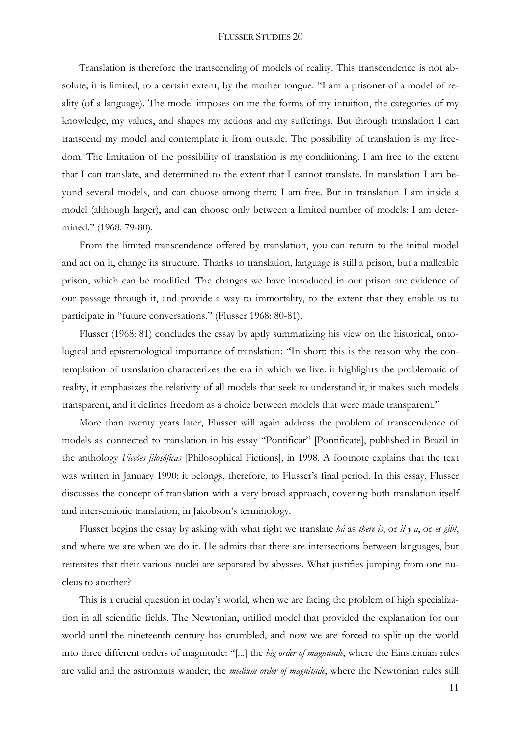Translation is therefore the transcending of models of reality. This transcendence is not absolute; it is limited, to a certain extent, by the mother tongue: "I am a prisoner of a model of reality (of a language). The model imposes on me the forms of my intuition, the categories of my knowledge, my values, and shapes my actions and my sufferings. But through translation I can transcend my model and contemplate it from outside. The possibility of translation is my freedom. The limitation of the possibility of translation is my conditioning. I am free to the extent that I can translate, and determined to the extent that I cannot translate. In translation I am beyond several models, and can choose among them: I am free. But in translation I am inside a model (although larger), and can choose only between a limited number of models: I am determined." (1968: 79-80).

From the limited transcendence offered by translation, you can return to the initial model and act on it, change its structure. Thanks to translation, language is still a prison, but a malleable prison, which can be modified. The changes we have introduced in our prison are evidence of our passage through it, and provide a way to immortality, to the extent that they enable us to participate in "future conversations." (Flusser 1968: 80-81).

Flusser (1968: 81) concludes the essay by aptly summarizing his view on the historical, ontological and epistemological importance of translation: "In short: this is the reason why the contemplation of translation characterizes the era in which we live: it highlights the problematic of reality, it emphasizes the relativity of all models that seek to understand it, it makes such models transparent, and it defines freedom as a choice between models that were made transparent."

More than twenty years later, Flusser will again address the problem of transcendence of models as connected to translation in his essay "Pontificar" [Pontificate], published in Brazil in the anthology *Ficções filosóficas* [Philosophical Fictions], in 1998. A footnote explains that the text was written in January 1990; it belongs, therefore, to Flusser's final period. In this essay, Flusser discusses the concept of translation with a very broad approach, covering both translation itself and intersemiotic translation, in Jakobson's terminology.

Flusser begins the essay by asking with what right we translate *há* as *there is*, or *il y a*, or *es gibt*, and where we are when we do it. He admits that there are intersections between languages, but reiterates that their various nuclei are separated by abysses. What justifies jumping from one nucleus to another?

This is a crucial question in today's world, when we are facing the problem of high specialization in all scientific fields. The Newtonian, unified model that provided the explanation for our world until the nineteenth century has crumbled, and now we are forced to split up the world into three different orders of magnitude: "[...] the *big order of magnitude*, where the Einsteinian rules are valid and the astronauts wander; the *medium order of magnitude*, where the Newtonian rules still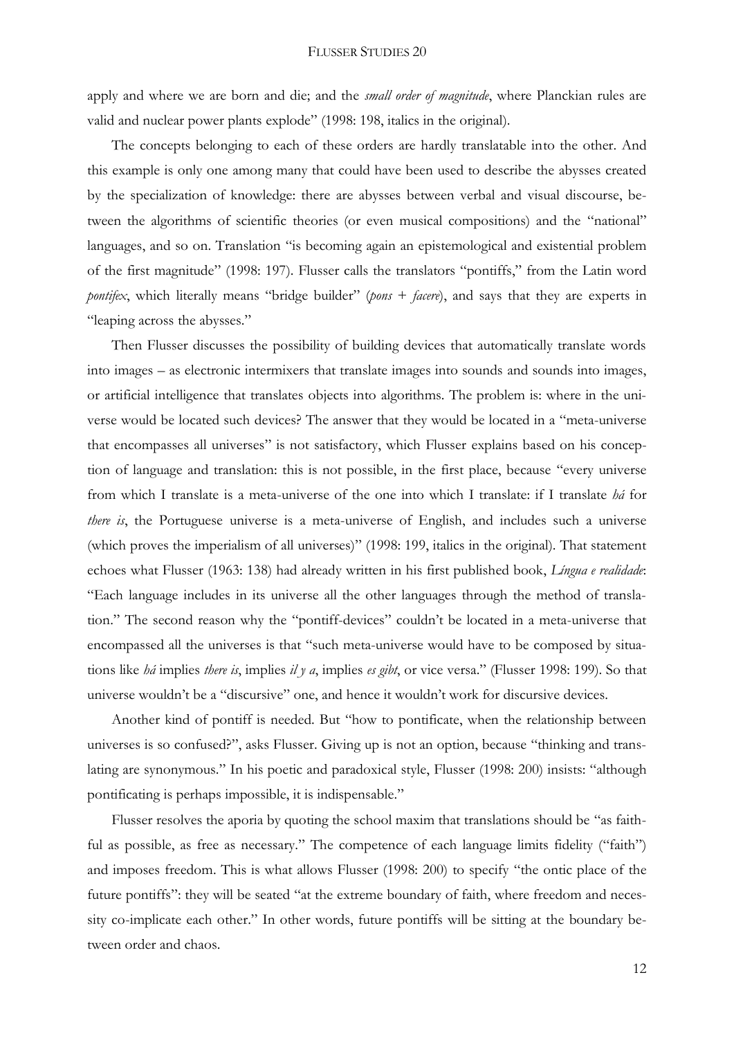apply and where we are born and die; and the *small order of magnitude*, where Planckian rules are valid and nuclear power plants explode" (1998: 198, italics in the original).

The concepts belonging to each of these orders are hardly translatable into the other. And this example is only one among many that could have been used to describe the abysses created by the specialization of knowledge: there are abysses between verbal and visual discourse, between the algorithms of scientific theories (or even musical compositions) and the "national" languages, and so on. Translation "is becoming again an epistemological and existential problem of the first magnitude" (1998: 197). Flusser calls the translators "pontiffs," from the Latin word *pontifex*, which literally means "bridge builder" (*pons* + *facere*), and says that they are experts in "leaping across the abysses."

Then Flusser discusses the possibility of building devices that automatically translate words into images – as electronic intermixers that translate images into sounds and sounds into images, or artificial intelligence that translates objects into algorithms. The problem is: where in the universe would be located such devices? The answer that they would be located in a "meta-universe that encompasses all universes" is not satisfactory, which Flusser explains based on his conception of language and translation: this is not possible, in the first place, because "every universe from which I translate is a meta-universe of the one into which I translate: if I translate *há* for *there is*, the Portuguese universe is a meta-universe of English, and includes such a universe (which proves the imperialism of all universes)" (1998: 199, italics in the original). That statement echoes what Flusser (1963: 138) had already written in his first published book, *Língua e realidade*: "Each language includes in its universe all the other languages through the method of translation." The second reason why the "pontiff-devices" couldn't be located in a meta-universe that encompassed all the universes is that "such meta-universe would have to be composed by situations like *há* implies *there is*, implies *il y a*, implies *es gibt*, or vice versa." (Flusser 1998: 199). So that universe wouldn't be a "discursive" one, and hence it wouldn't work for discursive devices.

Another kind of pontiff is needed. But "how to pontificate, when the relationship between universes is so confused?", asks Flusser. Giving up is not an option, because "thinking and translating are synonymous." In his poetic and paradoxical style, Flusser (1998: 200) insists: "although pontificating is perhaps impossible, it is indispensable."

Flusser resolves the aporia by quoting the school maxim that translations should be "as faithful as possible, as free as necessary." The competence of each language limits fidelity ("faith") and imposes freedom. This is what allows Flusser (1998: 200) to specify "the ontic place of the future pontiffs": they will be seated "at the extreme boundary of faith, where freedom and necessity co-implicate each other." In other words, future pontiffs will be sitting at the boundary between order and chaos.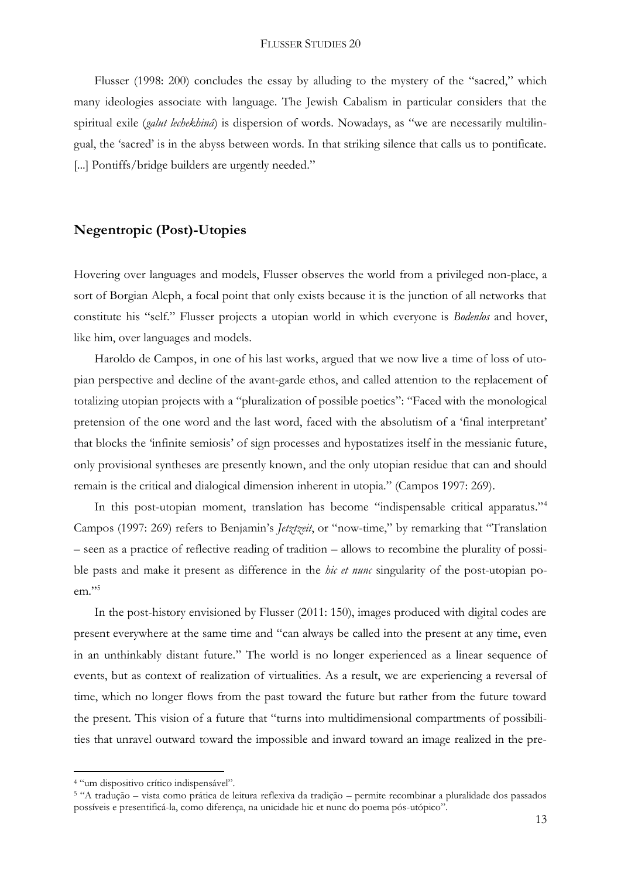Flusser (1998: 200) concludes the essay by alluding to the mystery of the "sacred," which many ideologies associate with language. The Jewish Cabalism in particular considers that the spiritual exile (*galut lechekhinà*) is dispersion of words. Nowadays, as "we are necessarily multilingual, the 'sacred' is in the abyss between words. In that striking silence that calls us to pontificate. [...] Pontiffs/bridge builders are urgently needed."

## Negentropic (Post)-Utopies

Hovering over languages and models, Flusser observes the world from a privileged non-place, a sort of Borgian Aleph, a focal point that only exists because it is the junction of all networks that constitute his "self." Flusser projects a utopian world in which everyone is *Bodenlos* and hover, like him, over languages and models.

Haroldo de Campos, in one of his last works, argued that we now live a time of loss of utopian perspective and decline of the avant-garde ethos, and called attention to the replacement of totalizing utopian projects with a "pluralization of possible poetics": "Faced with the monological pretension of the one word and the last word, faced with the absolutism of a 'final interpretant' that blocks the 'infinite semiosis' of sign processes and hypostatizes itself in the messianic future, only provisional syntheses are presently known, and the only utopian residue that can and should remain is the critical and dialogical dimension inherent in utopia." (Campos 1997: 269).

In this post-utopian moment, translation has become "indispensable critical apparatus."[4] Campos (1997: 269) refers to Benjamin's *Jetztzeit*, or "now-time," by remarking that "Translation – seen as a practice of reflective reading of tradition – allows to recombine the plurality of possible pasts and make it present as difference in the *hic et nunc* singularity of the post-utopian poem."[5]

In the post-history envisioned by Flusser (2011: 150), images produced with digital codes are present everywhere at the same time and "can always be called into the present at any time, even in an unthinkably distant future." The world is no longer experienced as a linear sequence of events, but as context of realization of virtualities. As a result, we are experiencing a reversal of time, which no longer flows from the past toward the future but rather from the future toward the present. This vision of a future that "turns into multidimensional compartments of possibilities that unravel outward toward the impossible and inward toward an image realized in the pre-

---

[4] "um dispositivo crítico indispensável".

[5] "A tradução – vista como prática de leitura reflexiva da tradição – permite recombinar a pluralidade dos passados possíveis e presentificá-la, como diferença, na unicidade hic et nunc do poema pós-utópico".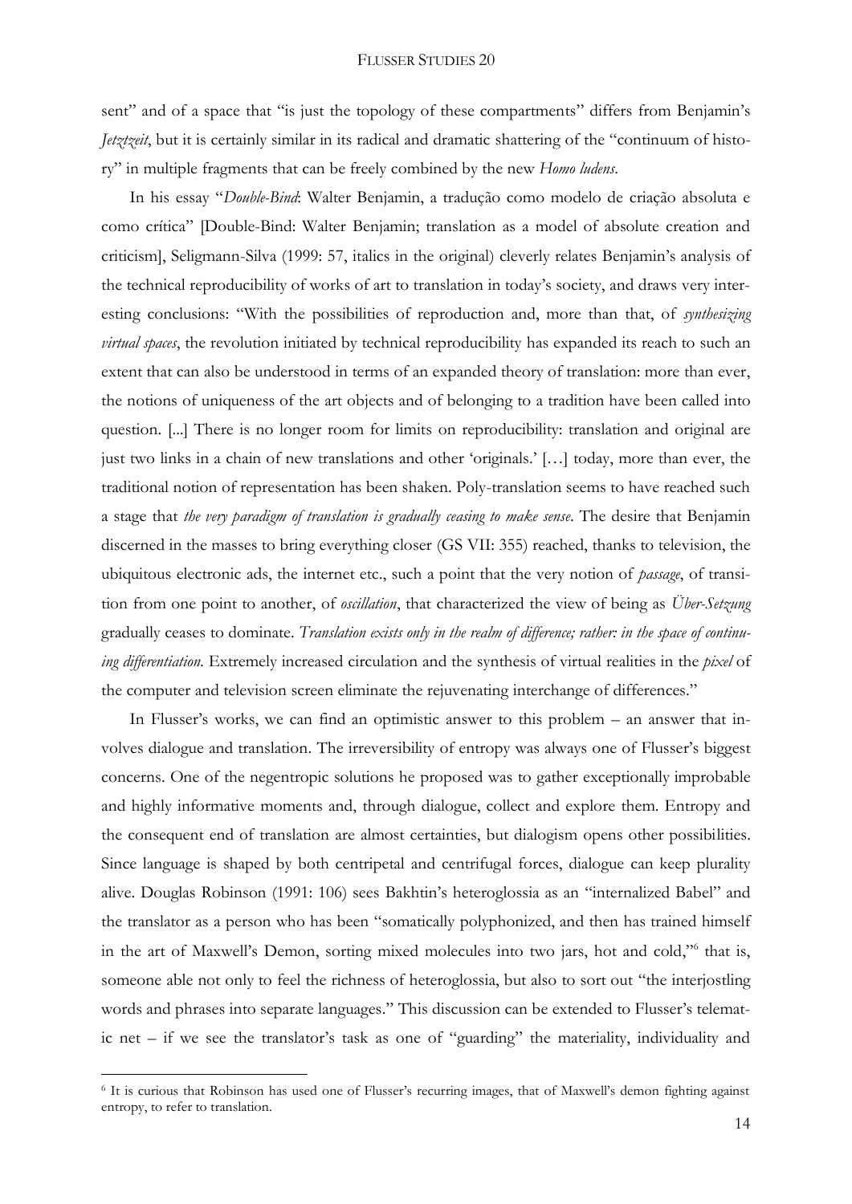sent" and of a space that "is just the topology of these compartments" differs from Benjamin's *Jetztzeit*, but it is certainly similar in its radical and dramatic shattering of the "continuum of history" in multiple fragments that can be freely combined by the new *Homo ludens*.

In his essay "*Double-Bind*: Walter Benjamin, a tradução como modelo de criação absoluta e como crítica" [Double-Bind: Walter Benjamin; translation as a model of absolute creation and criticism], Seligmann-Silva (1999: 57, italics in the original) cleverly relates Benjamin's analysis of the technical reproducibility of works of art to translation in today's society, and draws very interesting conclusions: "With the possibilities of reproduction and, more than that, of *synthesizing virtual spaces*, the revolution initiated by technical reproducibility has expanded its reach to such an extent that can also be understood in terms of an expanded theory of translation: more than ever, the notions of uniqueness of the art objects and of belonging to a tradition have been called into question. [...] There is no longer room for limits on reproducibility: translation and original are just two links in a chain of new translations and other 'originals.' […] today, more than ever, the traditional notion of representation has been shaken. Poly-translation seems to have reached such a stage that *the very paradigm of translation is gradually ceasing to make sense*. The desire that Benjamin discerned in the masses to bring everything closer (GS VII: 355) reached, thanks to television, the ubiquitous electronic ads, the internet etc., such a point that the very notion of *passage*, of transition from one point to another, of *oscillation*, that characterized the view of being as *Über-Setzung* gradually ceases to dominate. *Translation exists only in the realm of difference; rather: in the space of continuing differentiation.* Extremely increased circulation and the synthesis of virtual realities in the *pixel* of the computer and television screen eliminate the rejuvenating interchange of differences."

In Flusser's works, we can find an optimistic answer to this problem – an answer that involves dialogue and translation. The irreversibility of entropy was always one of Flusser's biggest concerns. One of the negentropic solutions he proposed was to gather exceptionally improbable and highly informative moments and, through dialogue, collect and explore them. Entropy and the consequent end of translation are almost certainties, but dialogism opens other possibilities. Since language is shaped by both centripetal and centrifugal forces, dialogue can keep plurality alive. Douglas Robinson (1991: 106) sees Bakhtin's heteroglossia as an "internalized Babel" and the translator as a person who has been "somatically polyphonized, and then has trained himself in the art of Maxwell's Demon, sorting mixed molecules into two jars, hot and cold,"[6] that is, someone able not only to feel the richness of heteroglossia, but also to sort out "the interjostling words and phrases into separate languages." This discussion can be extended to Flusser's telematic net – if we see the translator's task as one of "guarding" the materiality, individuality and

---

[6] It is curious that Robinson has used one of Flusser's recurring images, that of Maxwell's demon fighting against entropy, to refer to translation.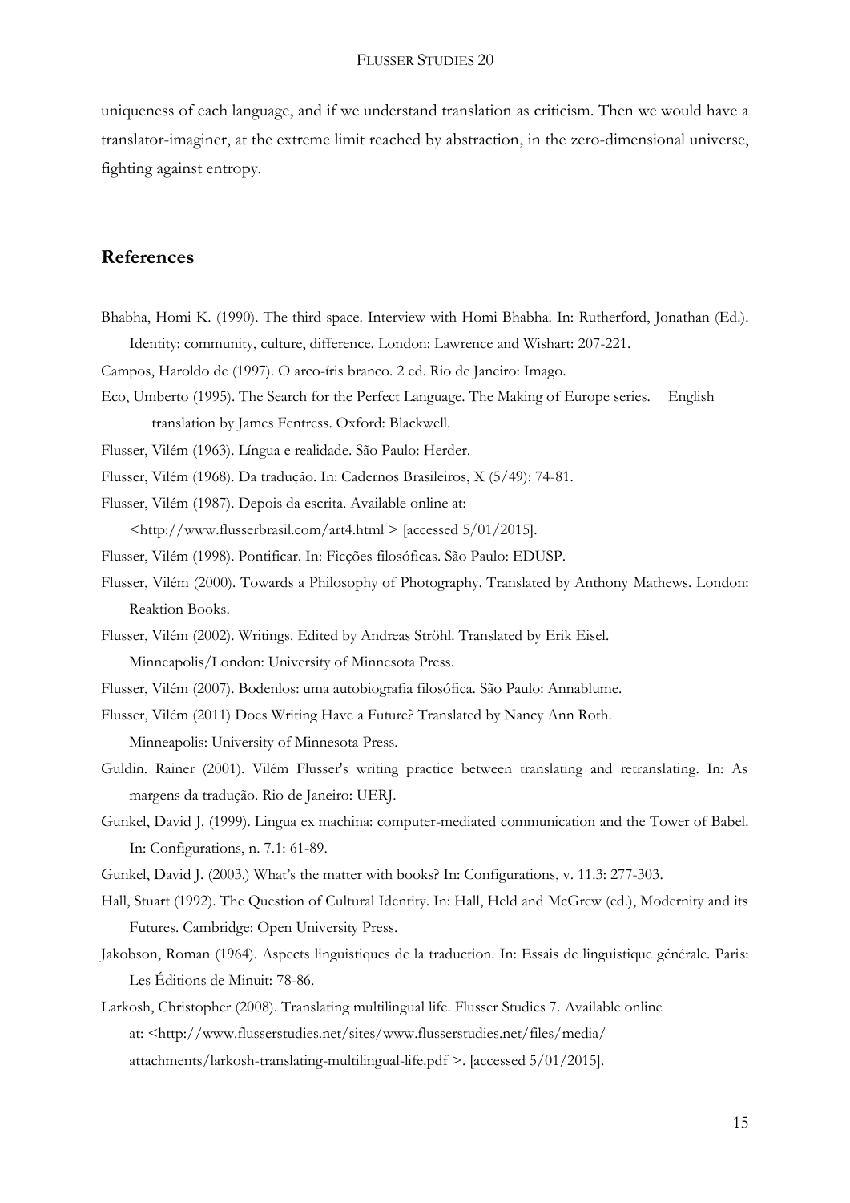uniqueness of each language, and if we understand translation as criticism. Then we would have a translator-imaginer, at the extreme limit reached by abstraction, in the zero-dimensional universe, fighting against entropy.

## References

Bhabha, Homi K. (1990). The third space. Interview with Homi Bhabha. In: Rutherford, Jonathan (Ed.). Identity: community, culture, difference. London: Lawrence and Wishart: 207-221.

Campos, Haroldo de (1997). O arco-íris branco. 2 ed. Rio de Janeiro: Imago.

Eco, Umberto (1995). The Search for the Perfect Language. The Making of Europe series. English translation by James Fentress. Oxford: Blackwell.

Flusser, Vilém (1963). Língua e realidade. São Paulo: Herder.

Flusser, Vilém (1968). Da tradução. In: Cadernos Brasileiros, X (5/49): 74-81.

Flusser, Vilém (1987). Depois da escrita. Available online at: <http://www.flusserbrasil.com/art4.html > [accessed 5/01/2015].

Flusser, Vilém (1998). Pontificar. In: Ficções filosóficas. São Paulo: EDUSP.

Flusser, Vilém (2000). Towards a Philosophy of Photography. Translated by Anthony Mathews. London: Reaktion Books.

Flusser, Vilém (2002). Writings. Edited by Andreas Ströhl. Translated by Erik Eisel. Minneapolis/London: University of Minnesota Press.

Flusser, Vilém (2007). Bodenlos: uma autobiografia filosófica. São Paulo: Annablume.

Flusser, Vilém (2011) Does Writing Have a Future? Translated by Nancy Ann Roth. Minneapolis: University of Minnesota Press.

Guldin. Rainer (2001). Vilém Flusser's writing practice between translating and retranslating. In: As margens da tradução. Rio de Janeiro: UERJ.

Gunkel, David J. (1999). Lingua ex machina: computer-mediated communication and the Tower of Babel. In: Configurations, n. 7.1: 61-89.

Gunkel, David J. (2003.) What's the matter with books? In: Configurations, v. 11.3: 277-303.

Hall, Stuart (1992). The Question of Cultural Identity. In: Hall, Held and McGrew (ed.), Modernity and its Futures. Cambridge: Open University Press.

Jakobson, Roman (1964). Aspects linguistiques de la traduction. In: Essais de linguistique générale. Paris: Les Éditions de Minuit: 78-86.

Larkosh, Christopher (2008). Translating multilingual life. Flusser Studies 7. Available online at: <http://www.flusserstudies.net/sites/www.flusserstudies.net/files/media/attachments/larkosh-translating-multilingual-life.pdf >. [accessed 5/01/2015].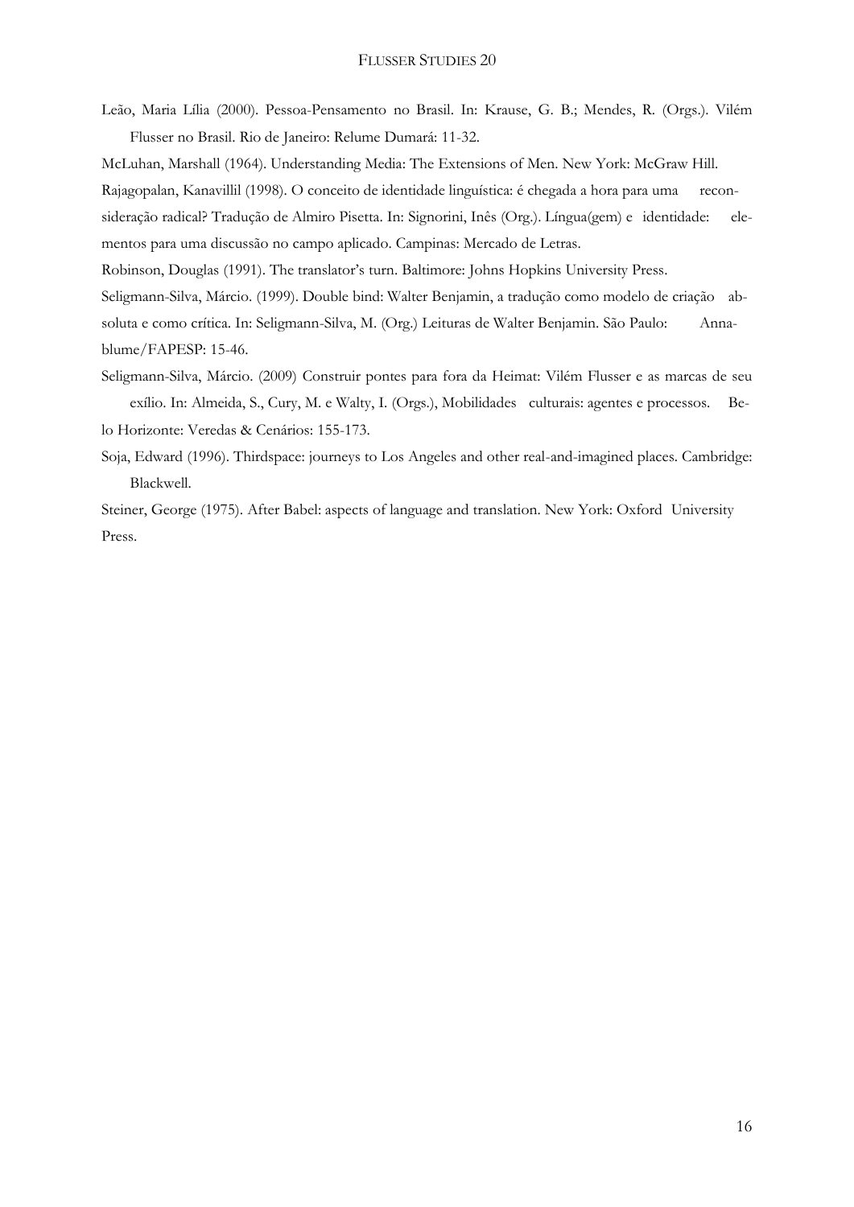Leão, Maria Lília (2000). Pessoa-Pensamento no Brasil. In: Krause, G. B.; Mendes, R. (Orgs.). Vilém Flusser no Brasil. Rio de Janeiro: Relume Dumará: 11-32.

McLuhan, Marshall (1964). Understanding Media: The Extensions of Men. New York: McGraw Hill.

Rajagopalan, Kanavillil (1998). O conceito de identidade linguística: é chegada a hora para uma reconsideração radical? Tradução de Almiro Pisetta. In: Signorini, Inês (Org.). Língua(gem) e identidade: elementos para uma discussão no campo aplicado. Campinas: Mercado de Letras.

Robinson, Douglas (1991). The translator's turn. Baltimore: Johns Hopkins University Press.

Seligmann-Silva, Márcio. (1999). Double bind: Walter Benjamin, a tradução como modelo de criação absoluta e como crítica. In: Seligmann-Silva, M. (Org.) Leituras de Walter Benjamin. São Paulo: Annablume/FAPESP: 15-46.

Seligmann-Silva, Márcio. (2009) Construir pontes para fora da Heimat: Vilém Flusser e as marcas de seu exílio. In: Almeida, S., Cury, M. e Walty, I. (Orgs.), Mobilidades culturais: agentes e processos. Belo Horizonte: Veredas & Cenários: 155-173.

Soja, Edward (1996). Thirdspace: journeys to Los Angeles and other real-and-imagined places. Cambridge: Blackwell.

Steiner, George (1975). After Babel: aspects of language and translation. New York: Oxford University Press.